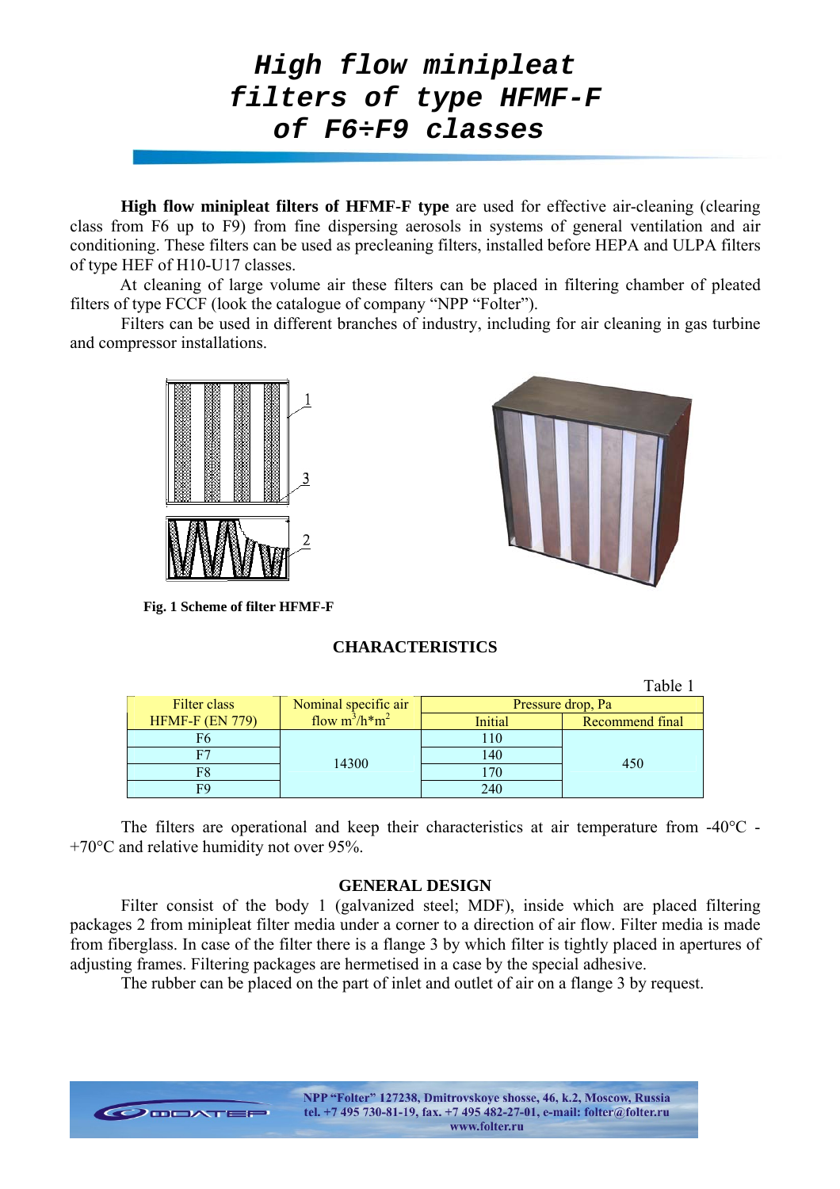# High flow minipleat filters of type HFMF-F of F6÷F9 classes

**High flow minipleat filters of HFMF-F type** are used for effective air-cleaning (clearing class from F6 up to F9) from fine dispersing aerosols in systems of general ventilation and air conditioning. These filters can be used as precleaning filters, installed before HEPA and ULPA filters of type HEF of H10-U17 classes.

At cleaning of large volume air these filters can be placed in filtering chamber of pleated filters of type FCCF (look the catalogue of company “NPP “Folter”).

Filters can be used in different branches of industry, including for air cleaning in gas turbine and compressor installations.

**Fig. 1 Scheme of filter HFMF-F**

## CHARACTERISTICS

Table 1

| Filter class HFMF-F (EN 779) | Nominal specific air flow $m^3/h*m^2$ | Pressure drop, Pa | |
|---|---|---|---|
| | | Initial | Recommend final |
| F6 | 14300 | 110 | 450 |
| F7 | | 140 | |
| F8 | | 170 | |
| F9 | | 240 | |

The filters are operational and keep their characteristics at air temperature from -40°C - +70°C and relative humidity not over 95%.

## GENERAL DESIGN

Filter consist of the body 1 (galvanized steel; MDF), inside which are placed filtering packages 2 from minipleat filter media under a corner to a direction of air flow. Filter media is made from fiberglass. In case of the filter there is a flange 3 by which filter is tightly placed in apertures of adjusting frames. Filtering packages are hermetised in a case by the special adhesive.

The rubber can be placed on the part of inlet and outlet of air on a flange 3 by request.

NPP “Folter” 127238, Dmitrovskoye shosse, 46, k.2, Moscow, Russia
tel. +7 495 730-81-19, fax. +7 495 482-27-01, e-mail: folter@folter.ru
www.folter.ru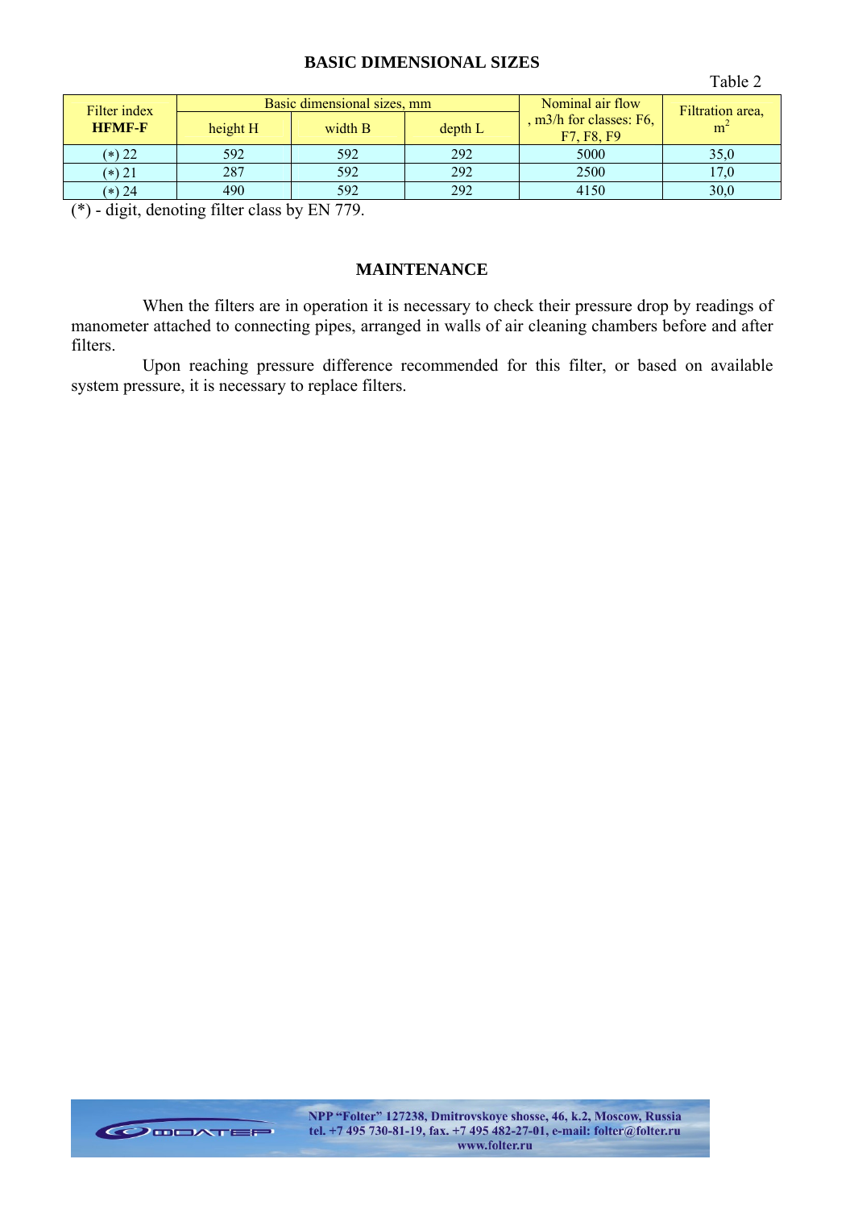## BASIC DIMENSIONAL SIZES

Table 2

| Filter index **HFMF-F** | Basic dimensional sizes, mm | | | Nominal air flow, m3/h for classes: F6, F7, F8, F9 | Filtration area, $m^2$ |
|---|---|---|---|---|---|
| | height H | width B | depth L | | |
| (*) 22 | 592 | 592 | 292 | 5000 | 35,0 |
| (*) 21 | 287 | 592 | 292 | 2500 | 17,0 |
| (*) 24 | 490 | 592 | 292 | 4150 | 30,0 |

(*) - digit, denoting filter class by EN 779.

## MAINTENANCE

When the filters are in operation it is necessary to check their pressure drop by readings of manometer attached to connecting pipes, arranged in walls of air cleaning chambers before and after filters.

Upon reaching pressure difference recommended for this filter, or based on available system pressure, it is necessary to replace filters.

NPP "Folter" 127238, Dmitrovskoye shosse, 46, k.2, Moscow, Russia
tel. +7 495 730-81-19, fax. +7 495 482-27-01, e-mail: folter@folter.ru
www.folter.ru